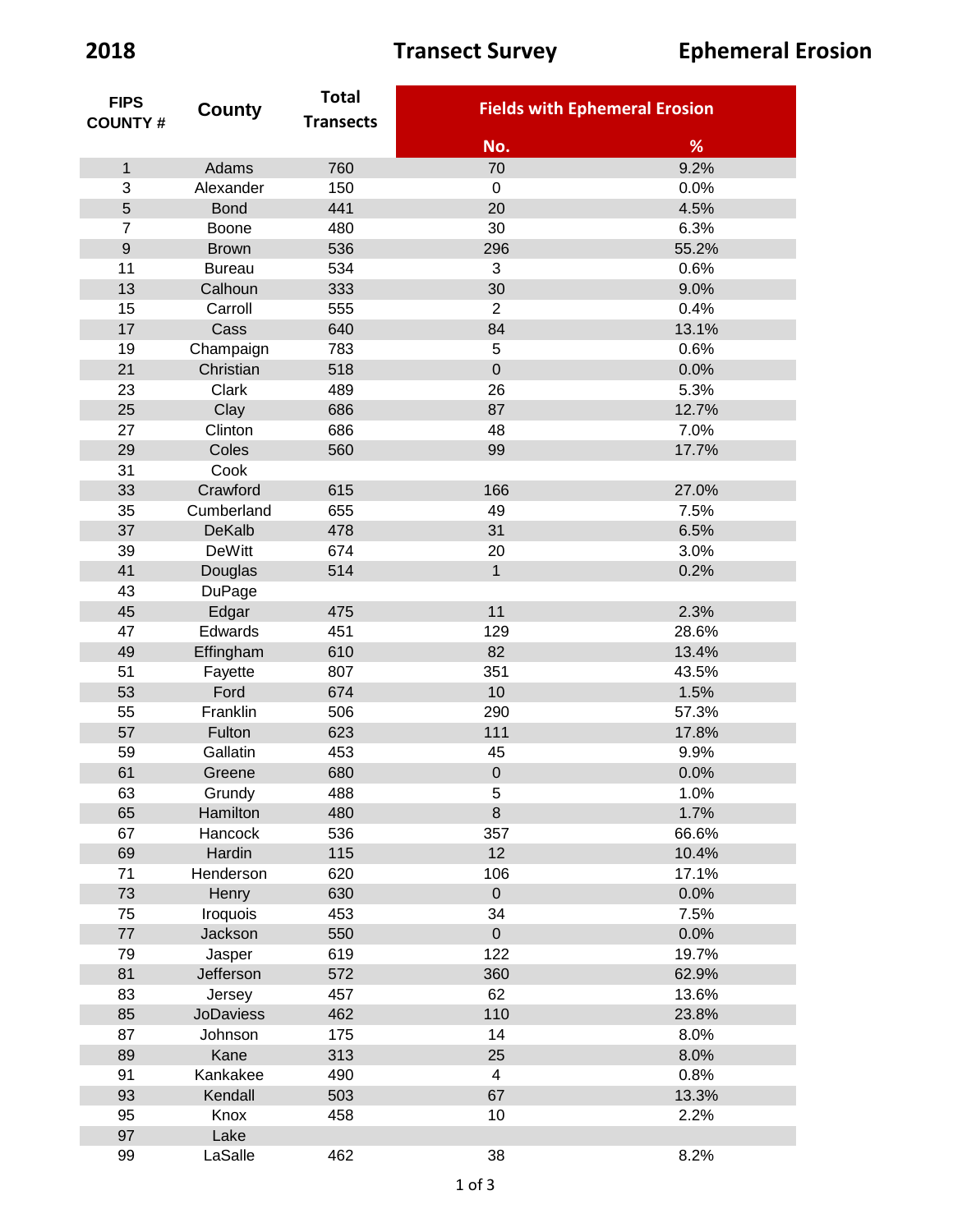**2018** **Transect Survey** **Ephemeral Erosion**

| FIPS COUNTY # | County | Total Transects | Fields with Ephemeral Erosion | |
|---|---|---|---|---|
| | | | No. | % |
| 1 | Adams | 760 | 70 | 9.2% |
| 3 | Alexander | 150 | 0 | 0.0% |
| 5 | Bond | 441 | 20 | 4.5% |
| 7 | Boone | 480 | 30 | 6.3% |
| 9 | Brown | 536 | 296 | 55.2% |
| 11 | Bureau | 534 | 3 | 0.6% |
| 13 | Calhoun | 333 | 30 | 9.0% |
| 15 | Carroll | 555 | 2 | 0.4% |
| 17 | Cass | 640 | 84 | 13.1% |
| 19 | Champaign | 783 | 5 | 0.6% |
| 21 | Christian | 518 | 0 | 0.0% |
| 23 | Clark | 489 | 26 | 5.3% |
| 25 | Clay | 686 | 87 | 12.7% |
| 27 | Clinton | 686 | 48 | 7.0% |
| 29 | Coles | 560 | 99 | 17.7% |
| 31 | Cook | | | |
| 33 | Crawford | 615 | 166 | 27.0% |
| 35 | Cumberland | 655 | 49 | 7.5% |
| 37 | DeKalb | 478 | 31 | 6.5% |
| 39 | DeWitt | 674 | 20 | 3.0% |
| 41 | Douglas | 514 | 1 | 0.2% |
| 43 | DuPage | | | |
| 45 | Edgar | 475 | 11 | 2.3% |
| 47 | Edwards | 451 | 129 | 28.6% |
| 49 | Effingham | 610 | 82 | 13.4% |
| 51 | Fayette | 807 | 351 | 43.5% |
| 53 | Ford | 674 | 10 | 1.5% |
| 55 | Franklin | 506 | 290 | 57.3% |
| 57 | Fulton | 623 | 111 | 17.8% |
| 59 | Gallatin | 453 | 45 | 9.9% |
| 61 | Greene | 680 | 0 | 0.0% |
| 63 | Grundy | 488 | 5 | 1.0% |
| 65 | Hamilton | 480 | 8 | 1.7% |
| 67 | Hancock | 536 | 357 | 66.6% |
| 69 | Hardin | 115 | 12 | 10.4% |
| 71 | Henderson | 620 | 106 | 17.1% |
| 73 | Henry | 630 | 0 | 0.0% |
| 75 | Iroquois | 453 | 34 | 7.5% |
| 77 | Jackson | 550 | 0 | 0.0% |
| 79 | Jasper | 619 | 122 | 19.7% |
| 81 | Jefferson | 572 | 360 | 62.9% |
| 83 | Jersey | 457 | 62 | 13.6% |
| 85 | JoDaviess | 462 | 110 | 23.8% |
| 87 | Johnson | 175 | 14 | 8.0% |
| 89 | Kane | 313 | 25 | 8.0% |
| 91 | Kankakee | 490 | 4 | 0.8% |
| 93 | Kendall | 503 | 67 | 13.3% |
| 95 | Knox | 458 | 10 | 2.2% |
| 97 | Lake | | | |
| 99 | LaSalle | 462 | 38 | 8.2% |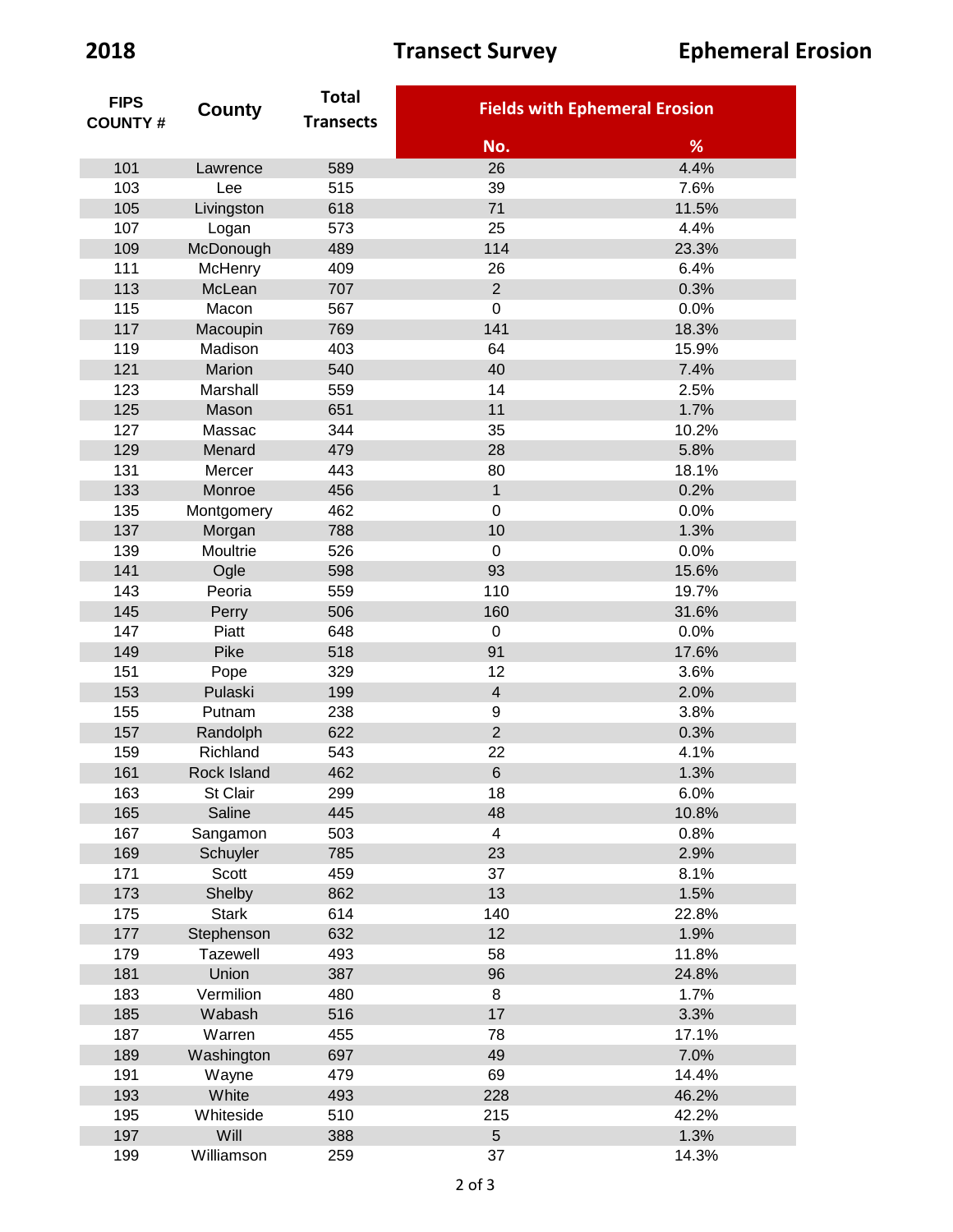**2018** **Transect Survey** **Ephemeral Erosion**

| FIPS COUNTY # | County | Total Transects | Fields with Ephemeral Erosion | |
|---|---|---|---|---|
| | | | No. | % |
| 101 | Lawrence | 589 | 26 | 4.4% |
| 103 | Lee | 515 | 39 | 7.6% |
| 105 | Livingston | 618 | 71 | 11.5% |
| 107 | Logan | 573 | 25 | 4.4% |
| 109 | McDonough | 489 | 114 | 23.3% |
| 111 | McHenry | 409 | 26 | 6.4% |
| 113 | McLean | 707 | 2 | 0.3% |
| 115 | Macon | 567 | 0 | 0.0% |
| 117 | Macoupin | 769 | 141 | 18.3% |
| 119 | Madison | 403 | 64 | 15.9% |
| 121 | Marion | 540 | 40 | 7.4% |
| 123 | Marshall | 559 | 14 | 2.5% |
| 125 | Mason | 651 | 11 | 1.7% |
| 127 | Massac | 344 | 35 | 10.2% |
| 129 | Menard | 479 | 28 | 5.8% |
| 131 | Mercer | 443 | 80 | 18.1% |
| 133 | Monroe | 456 | 1 | 0.2% |
| 135 | Montgomery | 462 | 0 | 0.0% |
| 137 | Morgan | 788 | 10 | 1.3% |
| 139 | Moultrie | 526 | 0 | 0.0% |
| 141 | Ogle | 598 | 93 | 15.6% |
| 143 | Peoria | 559 | 110 | 19.7% |
| 145 | Perry | 506 | 160 | 31.6% |
| 147 | Piatt | 648 | 0 | 0.0% |
| 149 | Pike | 518 | 91 | 17.6% |
| 151 | Pope | 329 | 12 | 3.6% |
| 153 | Pulaski | 199 | 4 | 2.0% |
| 155 | Putnam | 238 | 9 | 3.8% |
| 157 | Randolph | 622 | 2 | 0.3% |
| 159 | Richland | 543 | 22 | 4.1% |
| 161 | Rock Island | 462 | 6 | 1.3% |
| 163 | St Clair | 299 | 18 | 6.0% |
| 165 | Saline | 445 | 48 | 10.8% |
| 167 | Sangamon | 503 | 4 | 0.8% |
| 169 | Schuyler | 785 | 23 | 2.9% |
| 171 | Scott | 459 | 37 | 8.1% |
| 173 | Shelby | 862 | 13 | 1.5% |
| 175 | Stark | 614 | 140 | 22.8% |
| 177 | Stephenson | 632 | 12 | 1.9% |
| 179 | Tazewell | 493 | 58 | 11.8% |
| 181 | Union | 387 | 96 | 24.8% |
| 183 | Vermilion | 480 | 8 | 1.7% |
| 185 | Wabash | 516 | 17 | 3.3% |
| 187 | Warren | 455 | 78 | 17.1% |
| 189 | Washington | 697 | 49 | 7.0% |
| 191 | Wayne | 479 | 69 | 14.4% |
| 193 | White | 493 | 228 | 46.2% |
| 195 | Whiteside | 510 | 215 | 42.2% |
| 197 | Will | 388 | 5 | 1.3% |
| 199 | Williamson | 259 | 37 | 14.3% |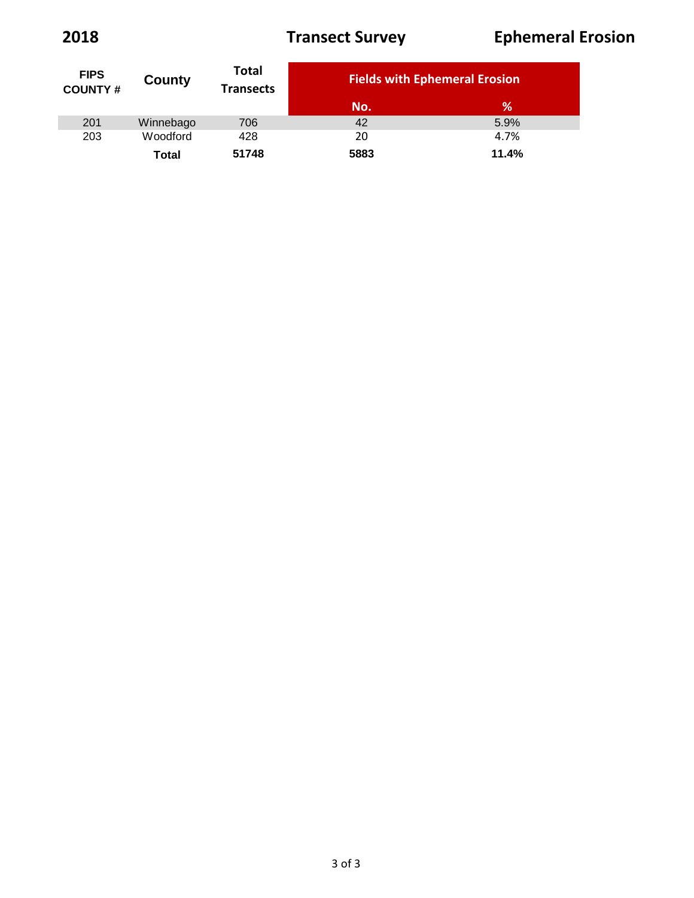**2018** **Transect Survey** **Ephemeral Erosion**

| FIPS COUNTY # | County | Total Transects | Fields with Ephemeral Erosion | |
|---|---|---|---|---|
| | | | No. | % |
| 201 | Winnebago | 706 | 42 | 5.9% |
| 203 | Woodford | 428 | 20 | 4.7% |
| | **Total** | **51748** | **5883** | **11.4%** |